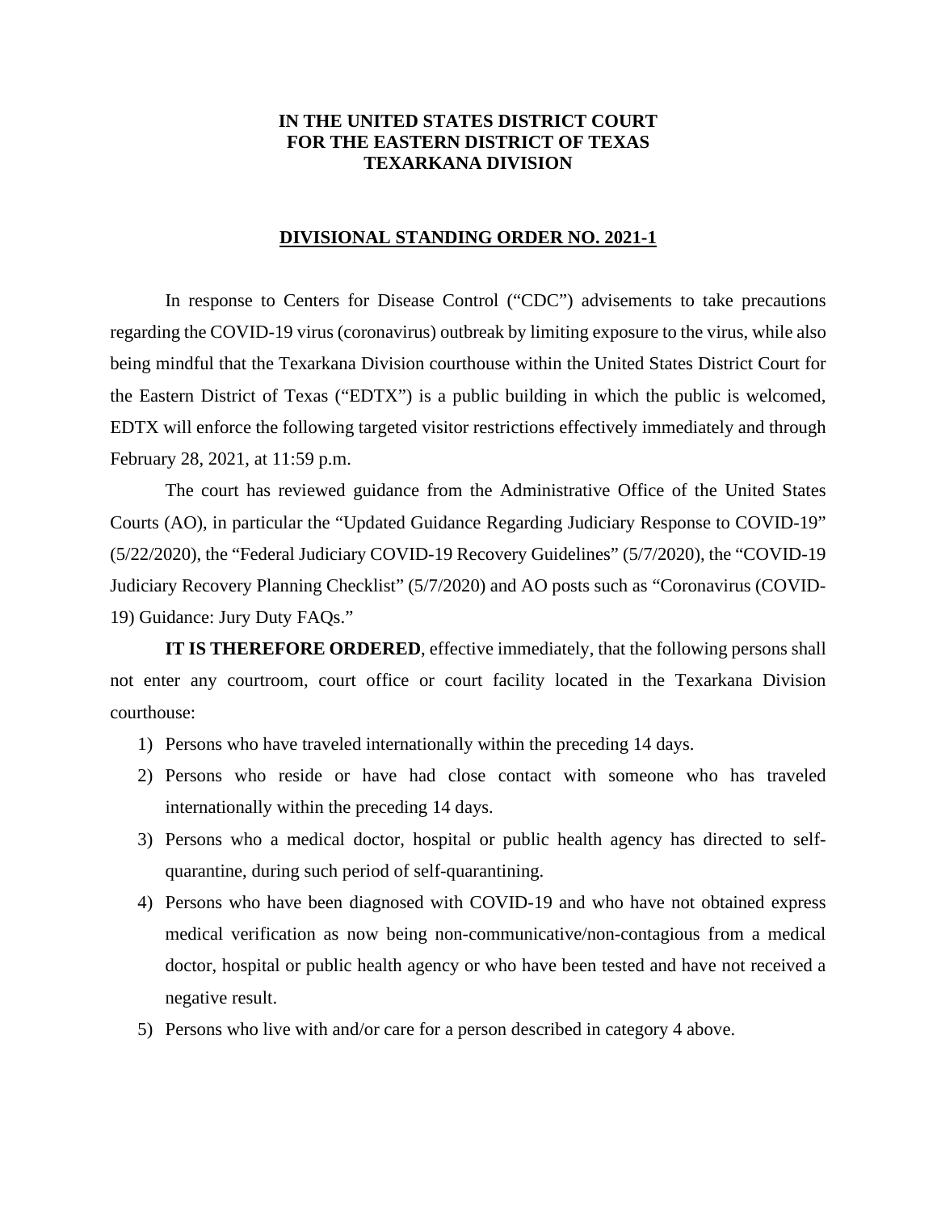**IN THE UNITED STATES DISTRICT COURT**
**FOR THE EASTERN DISTRICT OF TEXAS**
**TEXARKANA DIVISION**

**DIVISIONAL STANDING ORDER NO. 2021-1**

In response to Centers for Disease Control ("CDC") advisements to take precautions regarding the COVID-19 virus (coronavirus) outbreak by limiting exposure to the virus, while also being mindful that the Texarkana Division courthouse within the United States District Court for the Eastern District of Texas ("EDTX") is a public building in which the public is welcomed, EDTX will enforce the following targeted visitor restrictions effectively immediately and through February 28, 2021, at 11:59 p.m.

The court has reviewed guidance from the Administrative Office of the United States Courts (AO), in particular the "Updated Guidance Regarding Judiciary Response to COVID-19" (5/22/2020), the "Federal Judiciary COVID-19 Recovery Guidelines" (5/7/2020), the "COVID-19 Judiciary Recovery Planning Checklist" (5/7/2020) and AO posts such as "Coronavirus (COVID-19) Guidance: Jury Duty FAQs."

**IT IS THEREFORE ORDERED**, effective immediately, that the following persons shall not enter any courtroom, court office or court facility located in the Texarkana Division courthouse:

1) Persons who have traveled internationally within the preceding 14 days.
2) Persons who reside or have had close contact with someone who has traveled internationally within the preceding 14 days.
3) Persons who a medical doctor, hospital or public health agency has directed to self-quarantine, during such period of self-quarantining.
4) Persons who have been diagnosed with COVID-19 and who have not obtained express medical verification as now being non-communicative/non-contagious from a medical doctor, hospital or public health agency or who have been tested and have not received a negative result.
5) Persons who live with and/or care for a person described in category 4 above.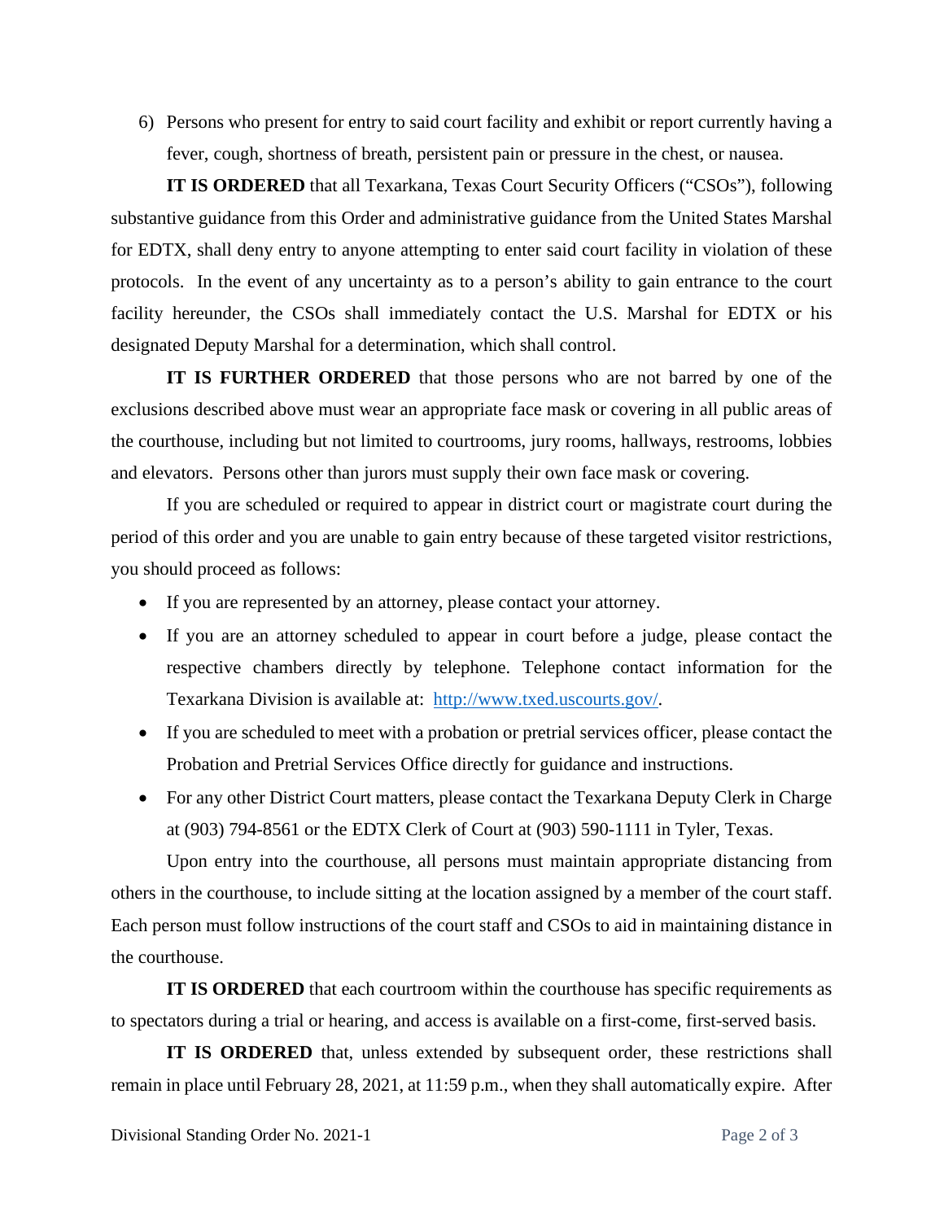6) Persons who present for entry to said court facility and exhibit or report currently having a fever, cough, shortness of breath, persistent pain or pressure in the chest, or nausea.

**IT IS ORDERED** that all Texarkana, Texas Court Security Officers ("CSOs"), following substantive guidance from this Order and administrative guidance from the United States Marshal for EDTX, shall deny entry to anyone attempting to enter said court facility in violation of these protocols. In the event of any uncertainty as to a person's ability to gain entrance to the court facility hereunder, the CSOs shall immediately contact the U.S. Marshal for EDTX or his designated Deputy Marshal for a determination, which shall control.

**IT IS FURTHER ORDERED** that those persons who are not barred by one of the exclusions described above must wear an appropriate face mask or covering in all public areas of the courthouse, including but not limited to courtrooms, jury rooms, hallways, restrooms, lobbies and elevators. Persons other than jurors must supply their own face mask or covering.

If you are scheduled or required to appear in district court or magistrate court during the period of this order and you are unable to gain entry because of these targeted visitor restrictions, you should proceed as follows:

- If you are represented by an attorney, please contact your attorney.
- If you are an attorney scheduled to appear in court before a judge, please contact the respective chambers directly by telephone. Telephone contact information for the Texarkana Division is available at: [http://www.txed.uscourts.gov/](http://www.txed.uscourts.gov/).
- If you are scheduled to meet with a probation or pretrial services officer, please contact the Probation and Pretrial Services Office directly for guidance and instructions.
- For any other District Court matters, please contact the Texarkana Deputy Clerk in Charge at (903) 794-8561 or the EDTX Clerk of Court at (903) 590-1111 in Tyler, Texas.

Upon entry into the courthouse, all persons must maintain appropriate distancing from others in the courthouse, to include sitting at the location assigned by a member of the court staff. Each person must follow instructions of the court staff and CSOs to aid in maintaining distance in the courthouse.

**IT IS ORDERED** that each courtroom within the courthouse has specific requirements as to spectators during a trial or hearing, and access is available on a first-come, first-served basis.

**IT IS ORDERED** that, unless extended by subsequent order, these restrictions shall remain in place until February 28, 2021, at 11:59 p.m., when they shall automatically expire. After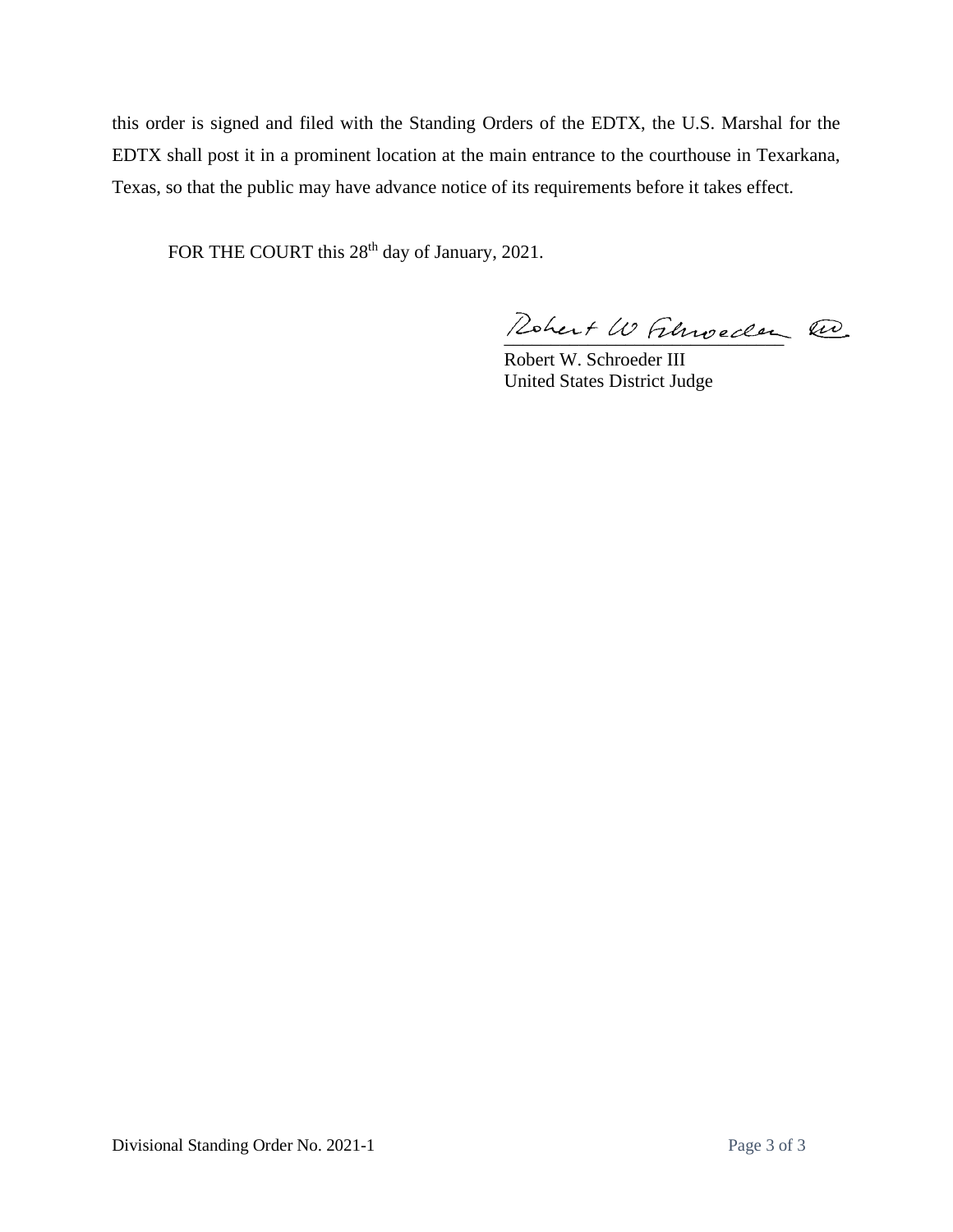this order is signed and filed with the Standing Orders of the EDTX, the U.S. Marshal for the EDTX shall post it in a prominent location at the main entrance to the courthouse in Texarkana, Texas, so that the public may have advance notice of its requirements before it takes effect.

FOR THE COURT this 28th day of January, 2021.

Robert W. Schroeder III
United States District Judge